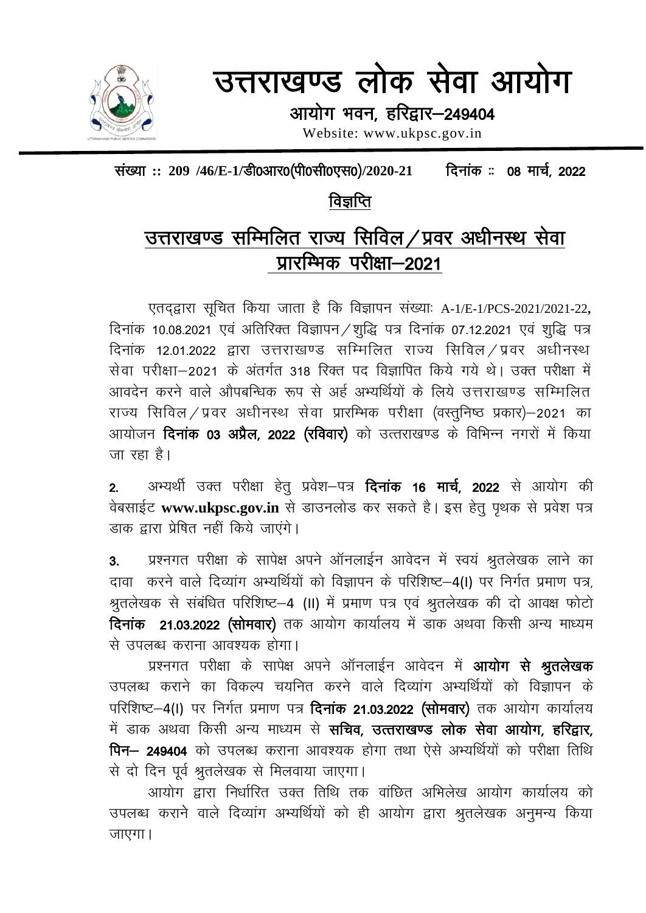# उत्तराखण्ड लोक सेवा आयोग

**आयोग भवन, हरिद्वार–249404**

Website: www.ukpsc.gov.in

संख्या :: 209 /46/E-1/डी0आर0(पी0सी0एस0)/2020-21          दिनांक :: 08 मार्च, 2022

## विज्ञप्ति

## उत्तराखण्ड सम्मिलित राज्य सिविल/प्रवर अधीनस्थ सेवा प्रारम्भिक परीक्षा–2021

एतद्द्वारा सूचित किया जाता है कि विज्ञापन संख्याः A-1/E-1/PCS-2021/2021-22, दिनांक 10.08.2021 एवं अतिरिक्त विज्ञापन/शुद्धि पत्र दिनांक 07.12.2021 एवं शुद्धि पत्र दिनांक 12.01.2022 द्वारा उत्तराखण्ड सम्मिलित राज्य सिविल/प्रवर अधीनस्थ सेवा परीक्षा–2021 के अंतर्गत 318 रिक्त पद विज्ञापित किये गये थे। उक्त परीक्षा में आवदेन करने वाले औपबन्धिक रूप से अर्ह अभ्यर्थियों के लिये उत्तराखण्ड सम्मिलित राज्य सिविल/प्रवर अधीनस्थ सेवा प्रारम्भिक परीक्षा (वस्तुनिष्ठ प्रकार)–2021 का आयोजन **दिनांक 03 अप्रैल, 2022 (रविवार)** को उत्तराखण्ड के विभिन्न नगरों में किया जा रहा है।

**2.** अभ्यर्थी उक्त परीक्षा हेतु प्रवेश–पत्र **दिनांक 16 मार्च, 2022** से आयोग की वेबसाईट **www.ukpsc.gov.in** से डाउनलोड कर सकते है। इस हेतु पृथक से प्रवेश पत्र डाक द्वारा प्रेषित नहीं किये जाएंगे।

**3.** प्रश्नगत परीक्षा के सापेक्ष अपने ऑनलाईन आवेदन में स्वयं श्रुतलेखक लाने का दावा करने वाले दिव्यांग अभ्यर्थियों को विज्ञापन के परिशिष्ट–4(I) पर निर्गत प्रमाण पत्र, श्रुतलेखक से संबंधित परिशिष्ट–4 (II) में प्रमाण पत्र एवं श्रुतलेखक की दो आवक्ष फोटो **दिनांक 21.03.2022 (सोमवार)** तक आयोग कार्यालय में डाक अथवा किसी अन्य माध्यम से उपलब्ध कराना आवश्यक होगा।

प्रश्नगत परीक्षा के सापेक्ष अपने ऑनलाईन आवेदन में **आयोग से श्रुतलेखक** उपलब्ध कराने का विकल्प चयनित करने वाले दिव्यांग अभ्यर्थियों को विज्ञापन के परिशिष्ट–4(I) पर निर्गत प्रमाण पत्र **दिनांक 21.03.2022 (सोमवार)** तक आयोग कार्यालय में डाक अथवा किसी अन्य माध्यम से **सचिव, उत्तराखण्ड लोक सेवा आयोग, हरिद्वार, पिन– 249404** को उपलब्ध कराना आवश्यक होगा तथा ऐसे अभ्यर्थियों को परीक्षा तिथि से दो दिन पूर्व श्रुतलेखक से मिलवाया जाएगा।

आयोग द्वारा निर्धारित उक्त तिथि तक वांछित अभिलेख आयोग कार्यालय को उपलब्ध कराने वाले दिव्यांग अभ्यर्थियों को ही आयोग द्वारा श्रुतलेखक अनुमन्य किया जाएगा।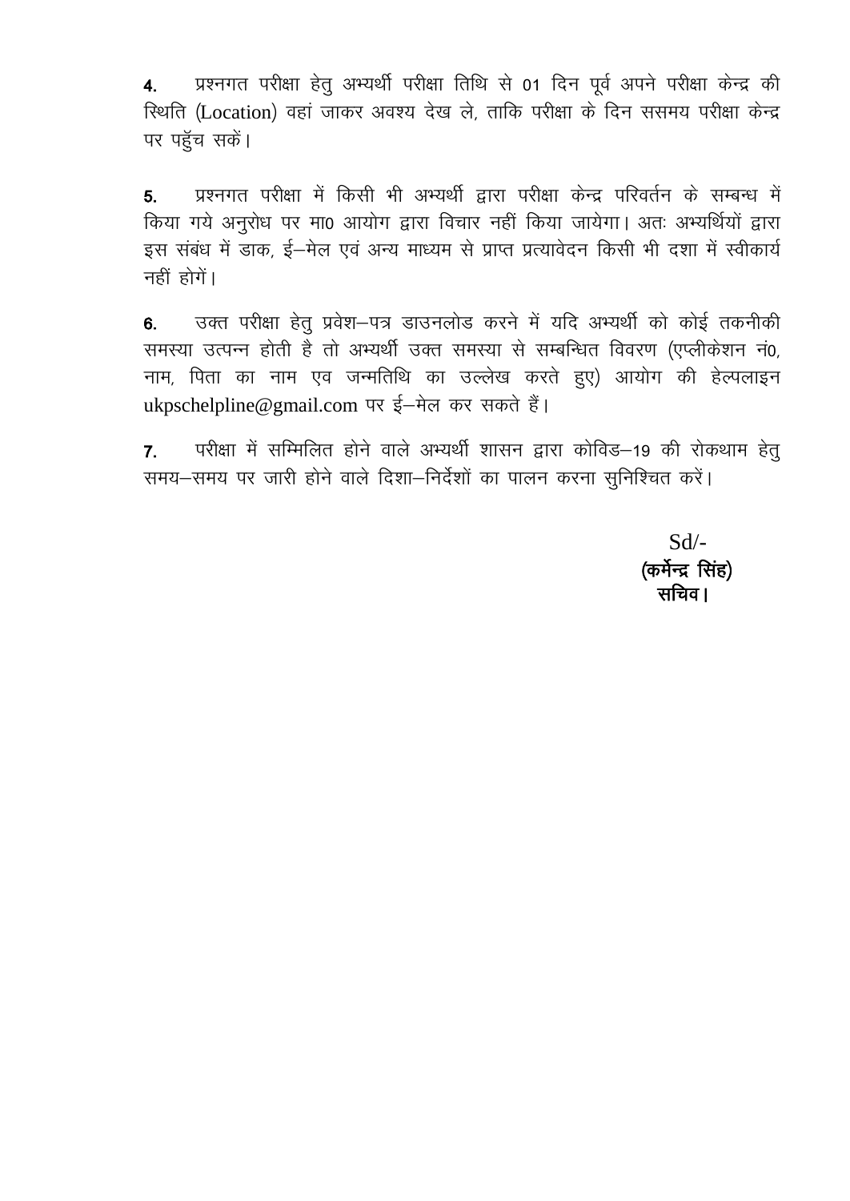**4.** प्रश्नगत परीक्षा हेतु अभ्यर्थी परीक्षा तिथि से 01 दिन पूर्व अपने परीक्षा केन्द्र की स्थिति (Location) वहां जाकर अवश्य देख ले, ताकि परीक्षा के दिन ससमय परीक्षा केन्द्र पर पहुँच सकें।

**5.** प्रश्नगत परीक्षा में किसी भी अभ्यर्थी द्वारा परीक्षा केन्द्र परिवर्तन के सम्बन्ध में किया गये अनुरोध पर मा0 आयोग द्वारा विचार नहीं किया जायेगा। अतः अभ्यर्थियों द्वारा इस संबंध में डाक, ई–मेल एवं अन्य माध्यम से प्राप्त प्रत्यावेदन किसी भी दशा में स्वीकार्य नहीं होगें।

**6.** उक्त परीक्षा हेतु प्रवेश–पत्र डाउनलोड करने में यदि अभ्यर्थी को कोई तकनीकी समस्या उत्पन्न होती है तो अभ्यर्थी उक्त समस्या से सम्बन्धित विवरण (एप्लीकेशन नं0, नाम, पिता का नाम एव जन्मतिथि का उल्लेख करते हुए) आयोग की हेल्पलाइन ukpschelpline@gmail.com पर ई–मेल कर सकते हैं।

**7.** परीक्षा में सम्मिलित होने वाले अभ्यर्थी शासन द्वारा कोविड–19 की रोकथाम हेतु समय–समय पर जारी होने वाले दिशा–निर्देशों का पालन करना सुनिश्चित करें।

Sd/-
**(कर्मेन्द्र सिंह)**
**सचिव।**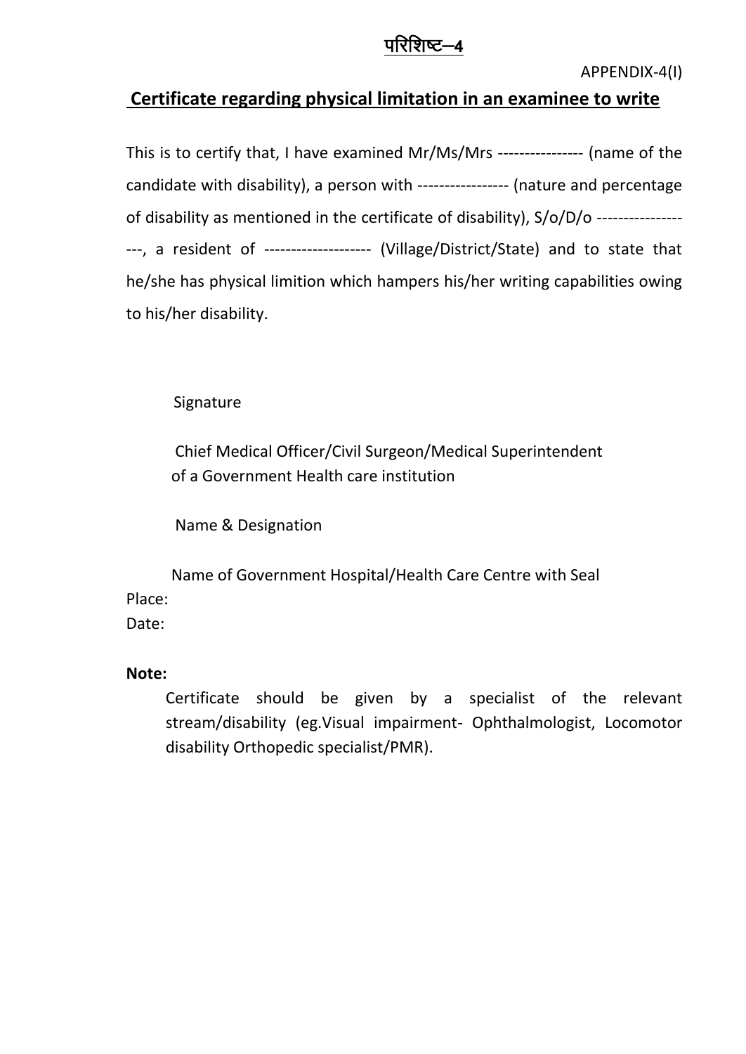# परिशिष्ट–4

APPENDIX-4(I)

## Certificate regarding physical limitation in an examinee to write

This is to certify that, I have examined Mr/Ms/Mrs ---------------- (name of the candidate with disability), a person with ----------------- (nature and percentage of disability as mentioned in the certificate of disability), S/o/D/o ------------------- , a resident of -------------------- (Village/District/State) and to state that he/she has physical limition which hampers his/her writing capabilities owing to his/her disability.

Signature

Chief Medical Officer/Civil Surgeon/Medical Superintendent of a Government Health care institution

Name & Designation

Name of Government Hospital/Health Care Centre with Seal

Place:

Date:

**Note:**

Certificate should be given by a specialist of the relevant stream/disability (eg.Visual impairment- Ophthalmologist, Locomotor disability Orthopedic specialist/PMR).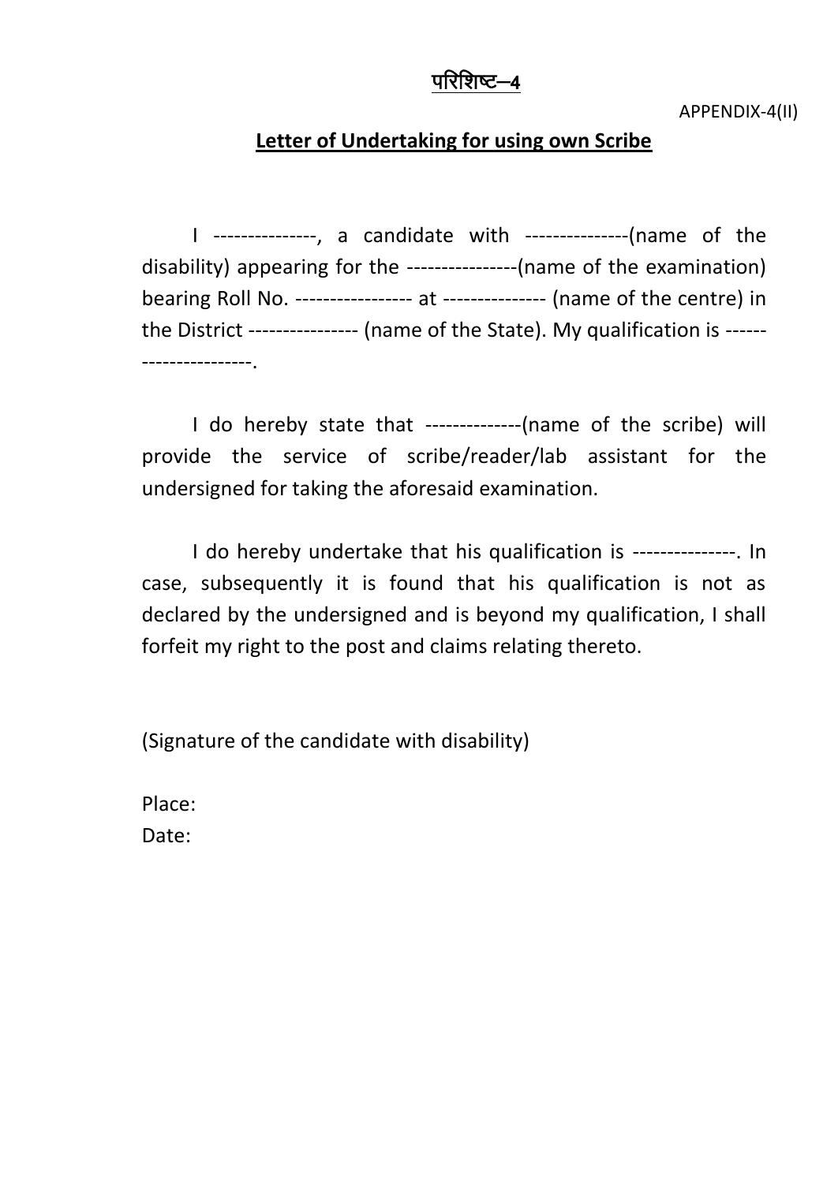<u>परिशिष्ट–4</u>

APPENDIX-4(II)

## <u>Letter of Undertaking for using own Scribe</u>

I ---------------, a candidate with ---------------(name of the disability) appearing for the ----------------(name of the examination) bearing Roll No. ----------------- at --------------- (name of the centre) in the District ---------------- (name of the State). My qualification is ----------------------.

I do hereby state that --------------(name of the scribe) will provide the service of scribe/reader/lab assistant for the undersigned for taking the aforesaid examination.

I do hereby undertake that his qualification is ---------------. In case, subsequently it is found that his qualification is not as declared by the undersigned and is beyond my qualification, I shall forfeit my right to the post and claims relating thereto.

(Signature of the candidate with disability)

Place:

Date: